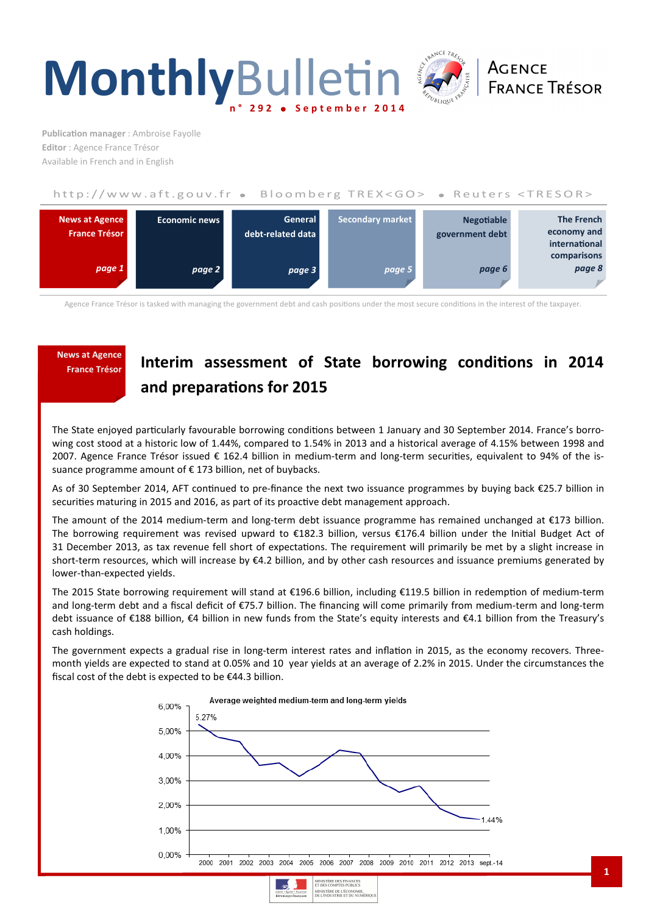# Monthly Bulletin

n° 292 • September 2014

AGENCE FRANCE TRÉSOR

**Publication manager** : Ambroise Fayolle
**Editor** : Agence France Trésor
Available in French and in English

http://www.aft.gouv.fr • Bloomberg TREX<GO> • Reuters <TRESOR>

| News at Agence France Trésor | Economic news | General debt-related data | Secondary market | Negotiable government debt | The French economy and international comparisons |
|---|---|---|---|---|---|
| *page 1* | *page 2* | *page 3* | *page 5* | *page 6* | *page 8* |

Agence France Trésor is tasked with managing the government debt and cash positions under the most secure conditions in the interest of the taxpayer.

News at Agence France Trésor

## Interim assessment of State borrowing conditions in 2014 and preparations for 2015

The State enjoyed particularly favourable borrowing conditions between 1 January and 30 September 2014. France's borrowing cost stood at a historic low of 1.44%, compared to 1.54% in 2013 and a historical average of 4.15% between 1998 and 2007. Agence France Trésor issued € 162.4 billion in medium-term and long-term securities, equivalent to 94% of the issuance programme amount of € 173 billion, net of buybacks.

As of 30 September 2014, AFT continued to pre-finance the next two issuance programmes by buying back €25.7 billion in securities maturing in 2015 and 2016, as part of its proactive debt management approach.

The amount of the 2014 medium-term and long-term debt issuance programme has remained unchanged at €173 billion. The borrowing requirement was revised upward to €182.3 billion, versus €176.4 billion under the Initial Budget Act of 31 December 2013, as tax revenue fell short of expectations. The requirement will primarily be met by a slight increase in short-term resources, which will increase by €4.2 billion, and by other cash resources and issuance premiums generated by lower-than-expected yields.

The 2015 State borrowing requirement will stand at €196.6 billion, including €119.5 billion in redemption of medium-term and long-term debt and a fiscal deficit of €75.7 billion. The financing will come primarily from medium-term and long-term debt issuance of €188 billion, €4 billion in new funds from the State's equity interests and €4.1 billion from the Treasury's cash holdings.

The government expects a gradual rise in long-term interest rates and inflation in 2015, as the economy recovers. Three-month yields are expected to stand at 0.05% and 10 year yields at an average of 2.2% in 2015. Under the circumstances the fiscal cost of the debt is expected to be €44.3 billion.

Average weighted medium-term and long-term yields

(Chart: y-axis 0,00% to 6,00%; x-axis 2000 to sept.-14; starting value 5.27%, ending value 1.44%)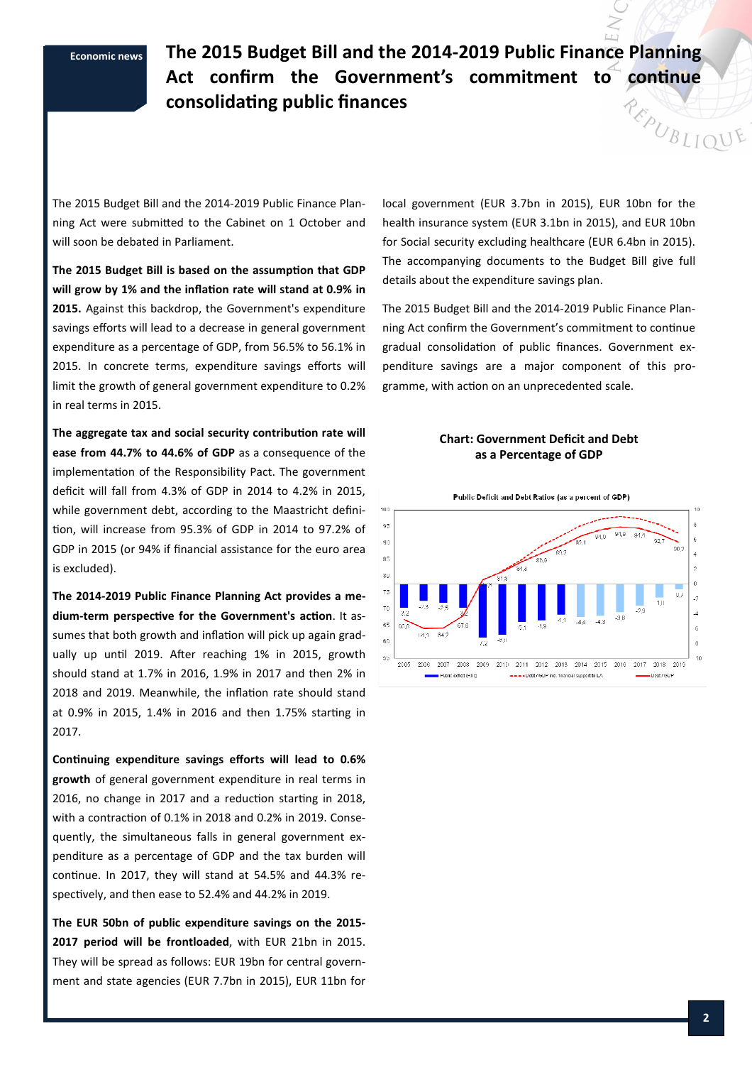Economic news

# The 2015 Budget Bill and the 2014-2019 Public Finance Planning Act confirm the Government's commitment to continue consolidating public finances

The 2015 Budget Bill and the 2014-2019 Public Finance Planning Act were submitted to the Cabinet on 1 October and will soon be debated in Parliament.

**The 2015 Budget Bill is based on the assumption that GDP will grow by 1% and the inflation rate will stand at 0.9% in 2015.** Against this backdrop, the Government's expenditure savings efforts will lead to a decrease in general government expenditure as a percentage of GDP, from 56.5% to 56.1% in 2015. In concrete terms, expenditure savings efforts will limit the growth of general government expenditure to 0.2% in real terms in 2015.

**The aggregate tax and social security contribution rate will ease from 44.7% to 44.6% of GDP** as a consequence of the implementation of the Responsibility Pact. The government deficit will fall from 4.3% of GDP in 2014 to 4.2% in 2015, while government debt, according to the Maastricht definition, will increase from 95.3% of GDP in 2014 to 97.2% of GDP in 2015 (or 94% if financial assistance for the euro area is excluded).

**The 2014-2019 Public Finance Planning Act provides a medium-term perspective for the Government's action**. It assumes that both growth and inflation will pick up again gradually up until 2019. After reaching 1% in 2015, growth should stand at 1.7% in 2016, 1.9% in 2017 and then 2% in 2018 and 2019. Meanwhile, the inflation rate should stand at 0.9% in 2015, 1.4% in 2016 and then 1.75% starting in 2017.

**Continuing expenditure savings efforts will lead to 0.6% growth** of general government expenditure in real terms in 2016, no change in 2017 and a reduction starting in 2018, with a contraction of 0.1% in 2018 and 0.2% in 2019. Consequently, the simultaneous falls in general government expenditure as a percentage of GDP and the tax burden will continue. In 2017, they will stand at 54.5% and 44.3% respectively, and then ease to 52.4% and 44.2% in 2019.

**The EUR 50bn of public expenditure savings on the 2015-2017 period will be frontloaded**, with EUR 21bn in 2015. They will be spread as follows: EUR 19bn for central government and state agencies (EUR 7.7bn in 2015), EUR 11bn for local government (EUR 3.7bn in 2015), EUR 10bn for the health insurance system (EUR 3.1bn in 2015), and EUR 10bn for Social security excluding healthcare (EUR 6.4bn in 2015). The accompanying documents to the Budget Bill give full details about the expenditure savings plan.

The 2015 Budget Bill and the 2014-2019 Public Finance Planning Act confirm the Government's commitment to continue gradual consolidation of public finances. Government expenditure savings are a major component of this programme, with action on an unprecedented scale.

**Chart: Government Deficit and Debt as a Percentage of GDP**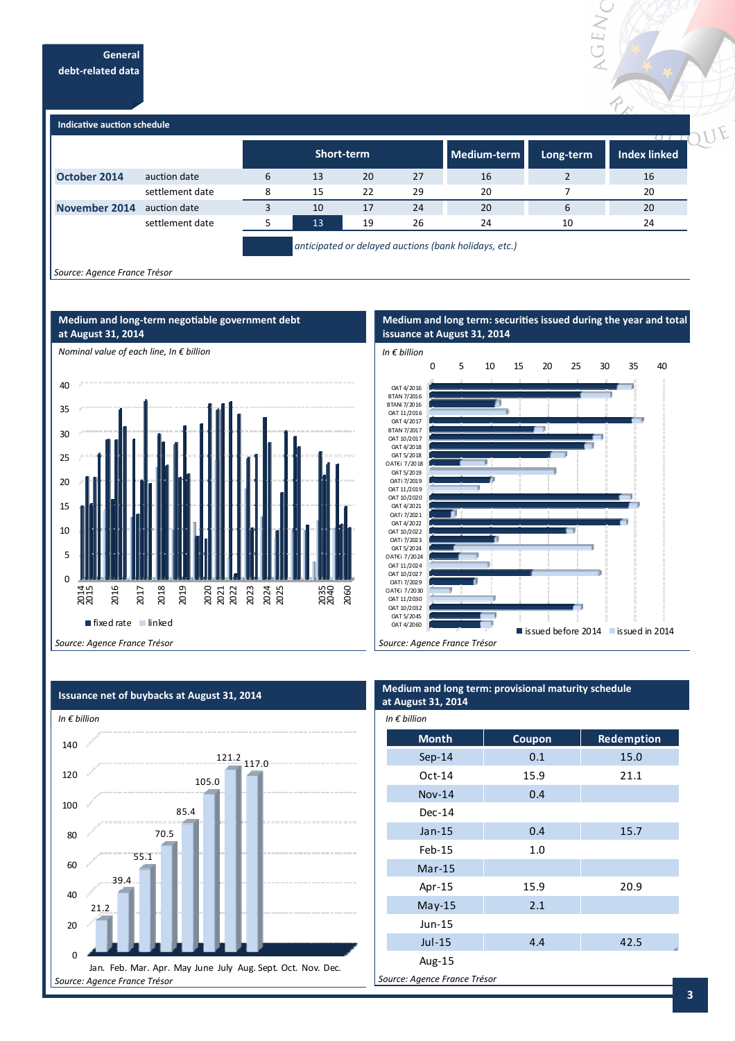## General debt-related data

### Indicative auction schedule

| | | Short-term | | | | Medium-term | Long-term | Index linked |
|---|---|---|---|---|---|---|---|---|
| **October 2014** | auction date | 6 | 13 | 20 | 27 | 16 | 2 | 16 |
| | settlement date | 8 | 15 | 22 | 29 | 20 | 7 | 20 |
| **November 2014** | auction date | 3 | 10 | 17 | 24 | 20 | 6 | 20 |
| | settlement date | 5 | 13 | 19 | 26 | 24 | 10 | 24 |

*anticipated or delayed auctions (bank holidays, etc.)*

*Source: Agence France Trésor*

### Medium and long-term negotiable government debt at August 31, 2014

*Nominal value of each line, In € billion*

fixed rate / linked

*Source: Agence France Trésor*

### Medium and long term: securities issued during the year and total issuance at August 31, 2014

*In € billion*

issued before 2014 / issued in 2014

*Source: Agence France Trésor*

### Issuance net of buybacks at August 31, 2014

*In € billion*

| Jan. | Feb. | Mar. | Apr. | May | June | July | Aug. | Sept. | Oct. | Nov. | Dec. |
|---|---|---|---|---|---|---|---|---|---|---|---|
| 21.2 | 39.4 | 55.1 | 70.5 | 85.4 | 105.0 | 121.2 | 117.0 | | | | |

*Source: Agence France Trésor*

### Medium and long term: provisional maturity schedule at August 31, 2014

*In € billion*

| Month | Coupon | Redemption |
|---|---|---|
| Sep-14 | 0.1 | 15.0 |
| Oct-14 | 15.9 | 21.1 |
| Nov-14 | 0.4 | |
| Dec-14 | | |
| Jan-15 | 0.4 | 15.7 |
| Feb-15 | 1.0 | |
| Mar-15 | | |
| Apr-15 | 15.9 | 20.9 |
| May-15 | 2.1 | |
| Jun-15 | | |
| Jul-15 | 4.4 | 42.5 |
| Aug-15 | | |

*Source: Agence France Trésor*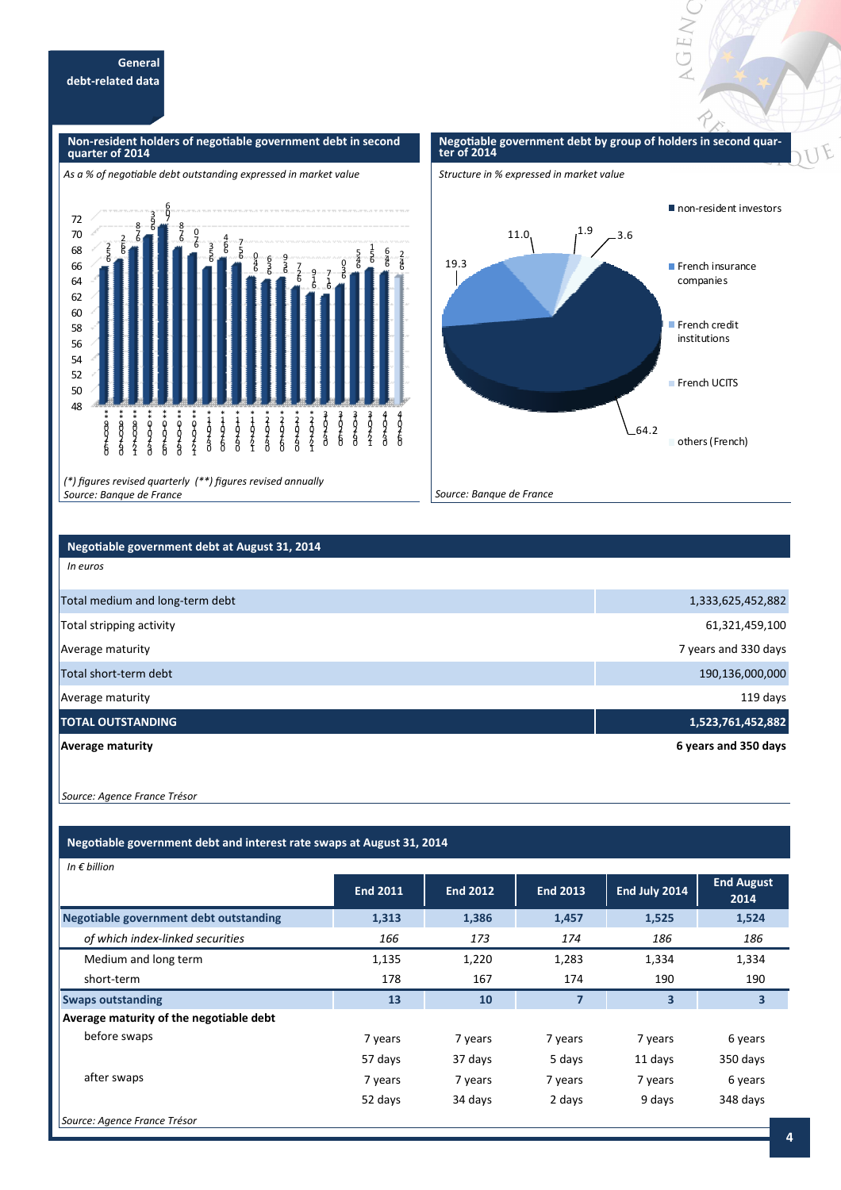## General debt-related data

### Non-resident holders of negotiable government debt in second quarter of 2014

*As a % of negotiable debt outstanding expressed in market value*

*(\*) figures revised quarterly (\*\*) figures revised annually*
*Source: Banque de France*

### Negotiable government debt by group of holders in second quarter of 2014

*Structure in % expressed in market value*

| Group of holders | % |
|---|---|
| non-resident investors | 64.2 |
| French insurance companies | 19.3 |
| French credit institutions | 11.0 |
| French UCITS | 1.9 |
| others (French) | 3.6 |

*Source: Banque de France*

### Negotiable government debt at August 31, 2014

*In euros*

| | |
|---|---|
| Total medium and long-term debt | 1,333,625,452,882 |
| Total stripping activity | 61,321,459,100 |
| Average maturity | 7 years and 330 days |
| Total short-term debt | 190,136,000,000 |
| Average maturity | 119 days |
| **TOTAL OUTSTANDING** | **1,523,761,452,882** |
| **Average maturity** | **6 years and 350 days** |

*Source: Agence France Trésor*

### Negotiable government debt and interest rate swaps at August 31, 2014

*In € billion*

| | End 2011 | End 2012 | End 2013 | End July 2014 | End August 2014 |
|---|---|---|---|---|---|
| **Negotiable government debt outstanding** | **1,313** | **1,386** | **1,457** | **1,525** | **1,524** |
| *of which index-linked securities* | *166* | *173* | *174* | *186* | *186* |
| Medium and long term | 1,135 | 1,220 | 1,283 | 1,334 | 1,334 |
| short-term | 178 | 167 | 174 | 190 | 190 |
| **Swaps outstanding** | **13** | **10** | **7** | **3** | **3** |
| **Average maturity of the negotiable debt** | | | | | |
| before swaps | 7 years 57 days | 7 years 37 days | 7 years 5 days | 7 years 11 days | 6 years 350 days |
| after swaps | 7 years 52 days | 7 years 34 days | 7 years 2 days | 7 years 9 days | 6 years 348 days |

*Source: Agence France Trésor*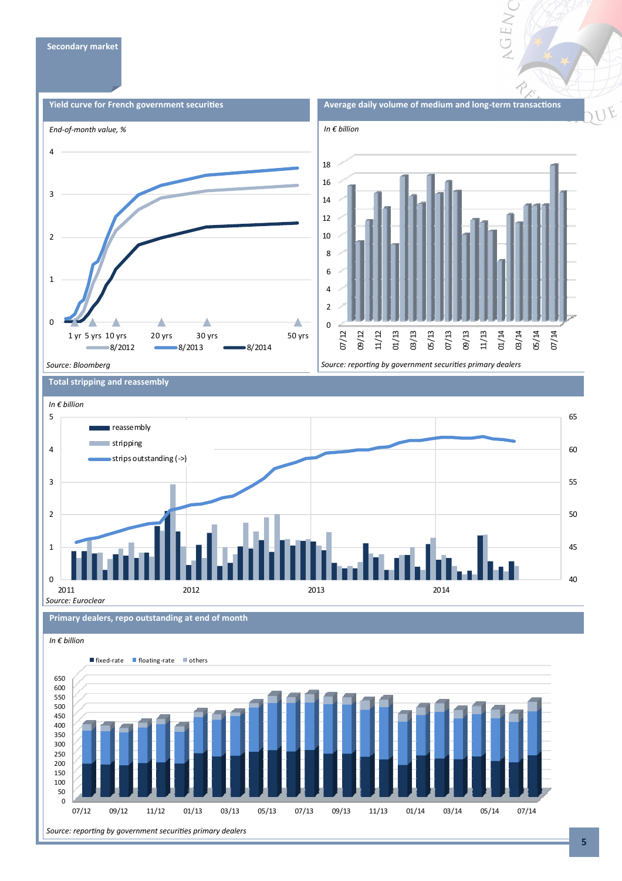## Secondary market

### Yield curve for French government securities

*End-of-month value, %*

4
3
2
1
0

1 yr 5 yrs 10 yrs 20 yrs 30 yrs 50 yrs

8/2012 8/2013 8/2014

*Source: Bloomberg*

### Average daily volume of medium and long-term transactions

*In € billion*

18 16 14 12 10 8 6 4 2 0

07/12 09/12 11/12 01/13 03/13 05/13 07/13 09/13 11/13 01/14 03/14 05/14 07/14

*Source: reporting by government securities primary dealers*

### Total stripping and reassembly

*In € billion*

reassembly
stripping
strips outstanding (->)

5 4 3 2 1 0

65 60 55 50 45 40

2011 2012 2013 2014

*Source: Euroclear*

### Primary dealers, repo outstanding at end of month

*In € billion*

fixed-rate floating-rate others

650 600 550 500 450 400 350 300 250 200 150 100 50 0

07/12 09/12 11/12 01/13 03/13 05/13 07/13 09/13 11/13 01/14 03/14 05/14 07/14

*Source: reporting by government securities primary dealers*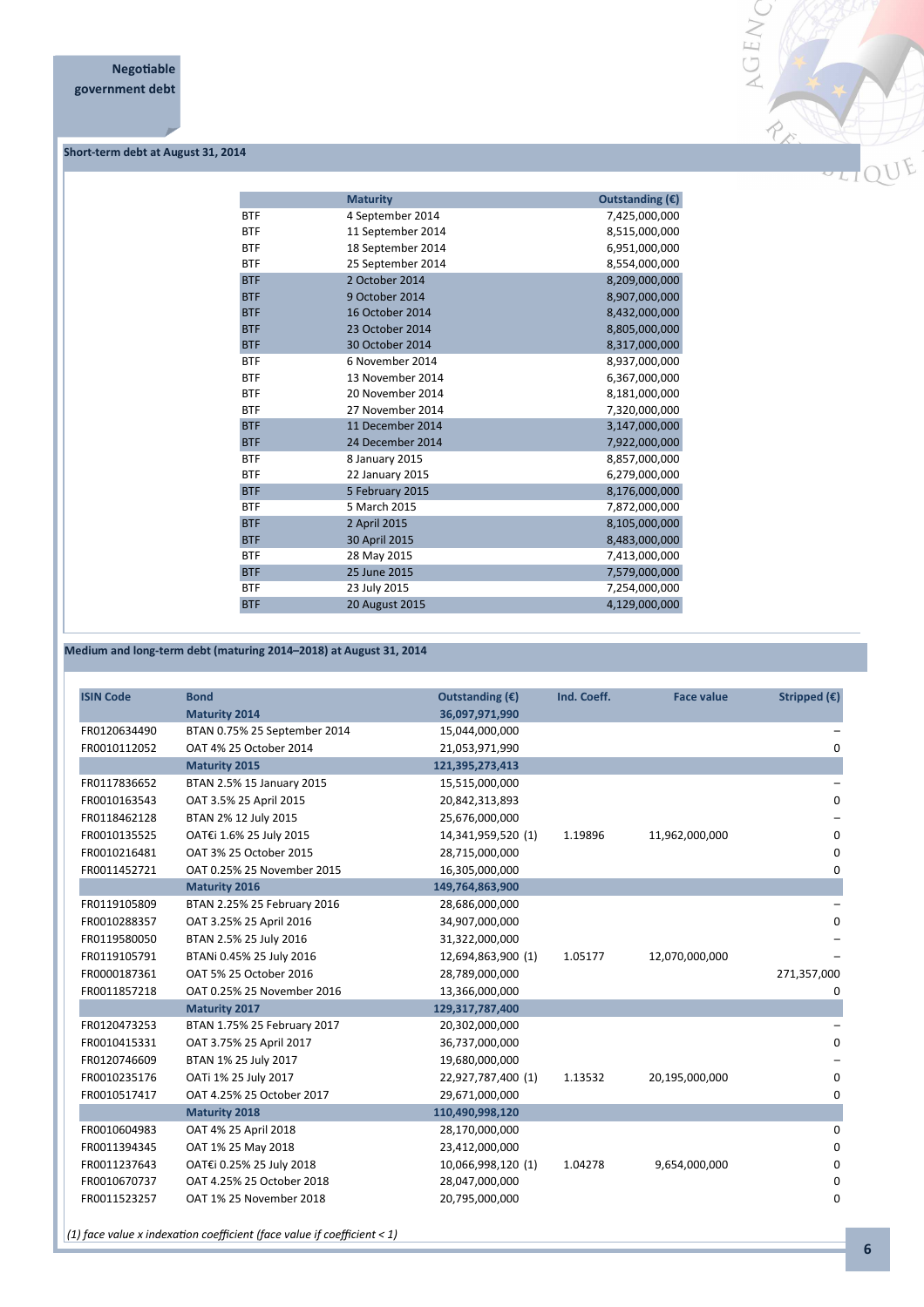## Negotiable government debt

### Short-term debt at August 31, 2014

| | Maturity | Outstanding (€) |
|---|---|---|
| BTF | 4 September 2014 | 7,425,000,000 |
| BTF | 11 September 2014 | 8,515,000,000 |
| BTF | 18 September 2014 | 6,951,000,000 |
| BTF | 25 September 2014 | 8,554,000,000 |
| BTF | 2 October 2014 | 8,209,000,000 |
| BTF | 9 October 2014 | 8,907,000,000 |
| BTF | 16 October 2014 | 8,432,000,000 |
| BTF | 23 October 2014 | 8,805,000,000 |
| BTF | 30 October 2014 | 8,317,000,000 |
| BTF | 6 November 2014 | 8,937,000,000 |
| BTF | 13 November 2014 | 6,367,000,000 |
| BTF | 20 November 2014 | 8,181,000,000 |
| BTF | 27 November 2014 | 7,320,000,000 |
| BTF | 11 December 2014 | 3,147,000,000 |
| BTF | 24 December 2014 | 7,922,000,000 |
| BTF | 8 January 2015 | 8,857,000,000 |
| BTF | 22 January 2015 | 6,279,000,000 |
| BTF | 5 February 2015 | 8,176,000,000 |
| BTF | 5 March 2015 | 7,872,000,000 |
| BTF | 2 April 2015 | 8,105,000,000 |
| BTF | 30 April 2015 | 8,483,000,000 |
| BTF | 28 May 2015 | 7,413,000,000 |
| BTF | 25 June 2015 | 7,579,000,000 |
| BTF | 23 July 2015 | 7,254,000,000 |
| BTF | 20 August 2015 | 4,129,000,000 |

### Medium and long-term debt (maturing 2014–2018) at August 31, 2014

| ISIN Code | Bond | Outstanding (€) | Ind. Coeff. | Face value | Stripped (€) |
|---|---|---|---|---|---|
| | **Maturity 2014** | **36,097,971,990** | | | |
| FR0120634490 | BTAN 0.75% 25 September 2014 | 15,044,000,000 | | | – |
| FR0010112052 | OAT 4% 25 October 2014 | 21,053,971,990 | | | 0 |
| | **Maturity 2015** | **121,395,273,413** | | | |
| FR0117836652 | BTAN 2.5% 15 January 2015 | 15,515,000,000 | | | – |
| FR0010163543 | OAT 3.5% 25 April 2015 | 20,842,313,893 | | | 0 |
| FR0118462128 | BTAN 2% 12 July 2015 | 25,676,000,000 | | | – |
| FR0010135525 | OAT€i 1.6% 25 July 2015 | 14,341,959,520 (1) | 1.19896 | 11,962,000,000 | 0 |
| FR0010216481 | OAT 3% 25 October 2015 | 28,715,000,000 | | | 0 |
| FR0011452721 | OAT 0.25% 25 November 2015 | 16,305,000,000 | | | 0 |
| | **Maturity 2016** | **149,764,863,900** | | | |
| FR0119105809 | BTAN 2.25% 25 February 2016 | 28,686,000,000 | | | – |
| FR0010288357 | OAT 3.25% 25 April 2016 | 34,907,000,000 | | | 0 |
| FR0119580050 | BTAN 2.5% 25 July 2016 | 31,322,000,000 | | | – |
| FR0119105791 | BTANi 0.45% 25 July 2016 | 12,694,863,900 (1) | 1.05177 | 12,070,000,000 | – |
| FR0000187361 | OAT 5% 25 October 2016 | 28,789,000,000 | | | 271,357,000 |
| FR0011857218 | OAT 0.25% 25 November 2016 | 13,366,000,000 | | | 0 |
| | **Maturity 2017** | **129,317,787,400** | | | |
| FR0120473253 | BTAN 1.75% 25 February 2017 | 20,302,000,000 | | | – |
| FR0010415331 | OAT 3.75% 25 April 2017 | 36,737,000,000 | | | 0 |
| FR0120746609 | BTAN 1% 25 July 2017 | 19,680,000,000 | | | – |
| FR0010235176 | OATi 1% 25 July 2017 | 22,927,787,400 (1) | 1.13532 | 20,195,000,000 | 0 |
| FR0010517417 | OAT 4.25% 25 October 2017 | 29,671,000,000 | | | 0 |
| | **Maturity 2018** | **110,490,998,120** | | | |
| FR0010604983 | OAT 4% 25 April 2018 | 28,170,000,000 | | | 0 |
| FR0011394345 | OAT 1% 25 May 2018 | 23,412,000,000 | | | 0 |
| FR0011237643 | OAT€i 0.25% 25 July 2018 | 10,066,998,120 (1) | 1.04278 | 9,654,000,000 | 0 |
| FR0010670737 | OAT 4.25% 25 October 2018 | 28,047,000,000 | | | 0 |
| FR0011523257 | OAT 1% 25 November 2018 | 20,795,000,000 | | | 0 |

*(1) face value x indexation coefficient (face value if coefficient < 1)*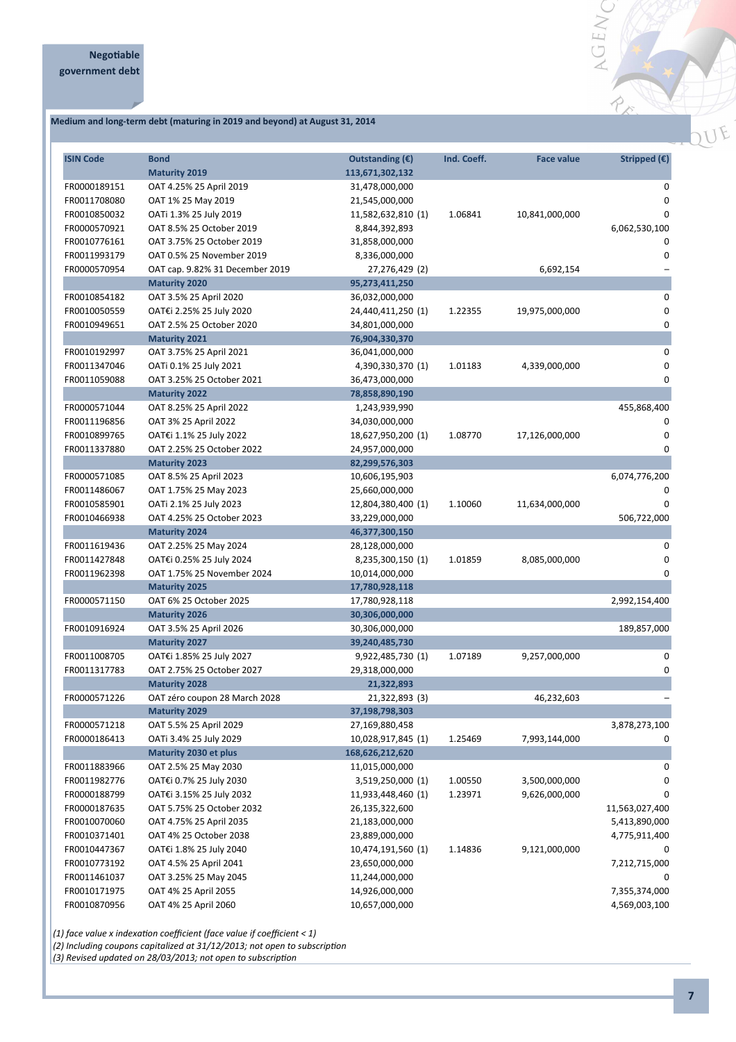## Negotiable government debt

### Medium and long-term debt (maturing in 2019 and beyond) at August 31, 2014

| ISIN Code | Bond | Outstanding (€) | Ind. Coeff. | Face value | Stripped (€) |
|---|---|---|---|---|---|
| | **Maturity 2019** | **113,671,302,132** | | | |
| FR0000189151 | OAT 4.25% 25 April 2019 | 31,478,000,000 | | | 0 |
| FR0011708080 | OAT 1% 25 May 2019 | 21,545,000,000 | | | 0 |
| FR0010850032 | OATi 1.3% 25 July 2019 | 11,582,632,810 (1) | 1.06841 | 10,841,000,000 | 0 |
| FR0000570921 | OAT 8.5% 25 October 2019 | 8,844,392,893 | | | 6,062,530,100 |
| FR0010776161 | OAT 3.75% 25 October 2019 | 31,858,000,000 | | | 0 |
| FR0011993179 | OAT 0.5% 25 November 2019 | 8,336,000,000 | | | 0 |
| FR0000570954 | OAT cap. 9.82% 31 December 2019 | 27,276,429 (2) | | 6,692,154 | – |
| | **Maturity 2020** | **95,273,411,250** | | | |
| FR0010854182 | OAT 3.5% 25 April 2020 | 36,032,000,000 | | | 0 |
| FR0010050559 | OAT€i 2.25% 25 July 2020 | 24,440,411,250 (1) | 1.22355 | 19,975,000,000 | 0 |
| FR0010949651 | OAT 2.5% 25 October 2020 | 34,801,000,000 | | | 0 |
| | **Maturity 2021** | **76,904,330,370** | | | |
| FR0010192997 | OAT 3.75% 25 April 2021 | 36,041,000,000 | | | 0 |
| FR0011347046 | OATi 0.1% 25 July 2021 | 4,390,330,370 (1) | 1.01183 | 4,339,000,000 | 0 |
| FR0011059088 | OAT 3.25% 25 October 2021 | 36,473,000,000 | | | 0 |
| | **Maturity 2022** | **78,858,890,190** | | | |
| FR0000571044 | OAT 8.25% 25 April 2022 | 1,243,939,990 | | | 455,868,400 |
| FR0011196856 | OAT 3% 25 April 2022 | 34,030,000,000 | | | 0 |
| FR0010899765 | OAT€i 1.1% 25 July 2022 | 18,627,950,200 (1) | 1.08770 | 17,126,000,000 | 0 |
| FR0011337880 | OAT 2.25% 25 October 2022 | 24,957,000,000 | | | 0 |
| | **Maturity 2023** | **82,299,576,303** | | | |
| FR0000571085 | OAT 8.5% 25 April 2023 | 10,606,195,903 | | | 6,074,776,200 |
| FR0011486067 | OAT 1.75% 25 May 2023 | 25,660,000,000 | | | 0 |
| FR0010585901 | OATi 2.1% 25 July 2023 | 12,804,380,400 (1) | 1.10060 | 11,634,000,000 | 0 |
| FR0010466938 | OAT 4.25% 25 October 2023 | 33,229,000,000 | | | 506,722,000 |
| | **Maturity 2024** | **46,377,300,150** | | | |
| FR0011619436 | OAT 2.25% 25 May 2024 | 28,128,000,000 | | | 0 |
| FR0011427848 | OAT€i 0.25% 25 July 2024 | 8,235,300,150 (1) | 1.01859 | 8,085,000,000 | 0 |
| FR0011962398 | OAT 1.75% 25 November 2024 | 10,014,000,000 | | | 0 |
| | **Maturity 2025** | **17,780,928,118** | | | |
| FR0000571150 | OAT 6% 25 October 2025 | 17,780,928,118 | | | 2,992,154,400 |
| | **Maturity 2026** | **30,306,000,000** | | | |
| FR0010916924 | OAT 3.5% 25 April 2026 | 30,306,000,000 | | | 189,857,000 |
| | **Maturity 2027** | **39,240,485,730** | | | |
| FR0011008705 | OAT€i 1.85% 25 July 2027 | 9,922,485,730 (1) | 1.07189 | 9,257,000,000 | 0 |
| FR0011317783 | OAT 2.75% 25 October 2027 | 29,318,000,000 | | | 0 |
| | **Maturity 2028** | **21,322,893** | | | |
| FR0000571226 | OAT zéro coupon 28 March 2028 | 21,322,893 (3) | | 46,232,603 | – |
| | **Maturity 2029** | **37,198,798,303** | | | |
| FR0000571218 | OAT 5.5% 25 April 2029 | 27,169,880,458 | | | 3,878,273,100 |
| FR0000186413 | OATi 3.4% 25 July 2029 | 10,028,917,845 (1) | 1.25469 | 7,993,144,000 | 0 |
| | **Maturity 2030 et plus** | **168,626,212,620** | | | |
| FR0011883966 | OAT 2.5% 25 May 2030 | 11,015,000,000 | | | 0 |
| FR0011982776 | OAT€i 0.7% 25 July 2030 | 3,519,250,000 (1) | 1.00550 | 3,500,000,000 | 0 |
| FR0000188799 | OAT€i 3.15% 25 July 2032 | 11,933,448,460 (1) | 1.23971 | 9,626,000,000 | 0 |
| FR0000187635 | OAT 5.75% 25 October 2032 | 26,135,322,600 | | | 11,563,027,400 |
| FR0010070060 | OAT 4.75% 25 April 2035 | 21,183,000,000 | | | 5,413,890,000 |
| FR0010371401 | OAT 4% 25 October 2038 | 23,889,000,000 | | | 4,775,911,400 |
| FR0010447367 | OAT€i 1.8% 25 July 2040 | 10,474,191,560 (1) | 1.14836 | 9,121,000,000 | 0 |
| FR0010773192 | OAT 4.5% 25 April 2041 | 23,650,000,000 | | | 7,212,715,000 |
| FR0011461037 | OAT 3.25% 25 May 2045 | 11,244,000,000 | | | 0 |
| FR0010171975 | OAT 4% 25 April 2055 | 14,926,000,000 | | | 7,355,374,000 |
| FR0010870956 | OAT 4% 25 April 2060 | 10,657,000,000 | | | 4,569,003,100 |

*(1) face value x indexation coefficient (face value if coefficient < 1)*
*(2) Including coupons capitalized at 31/12/2013; not open to subscription*
*(3) Revised updated on 28/03/2013; not open to subscription*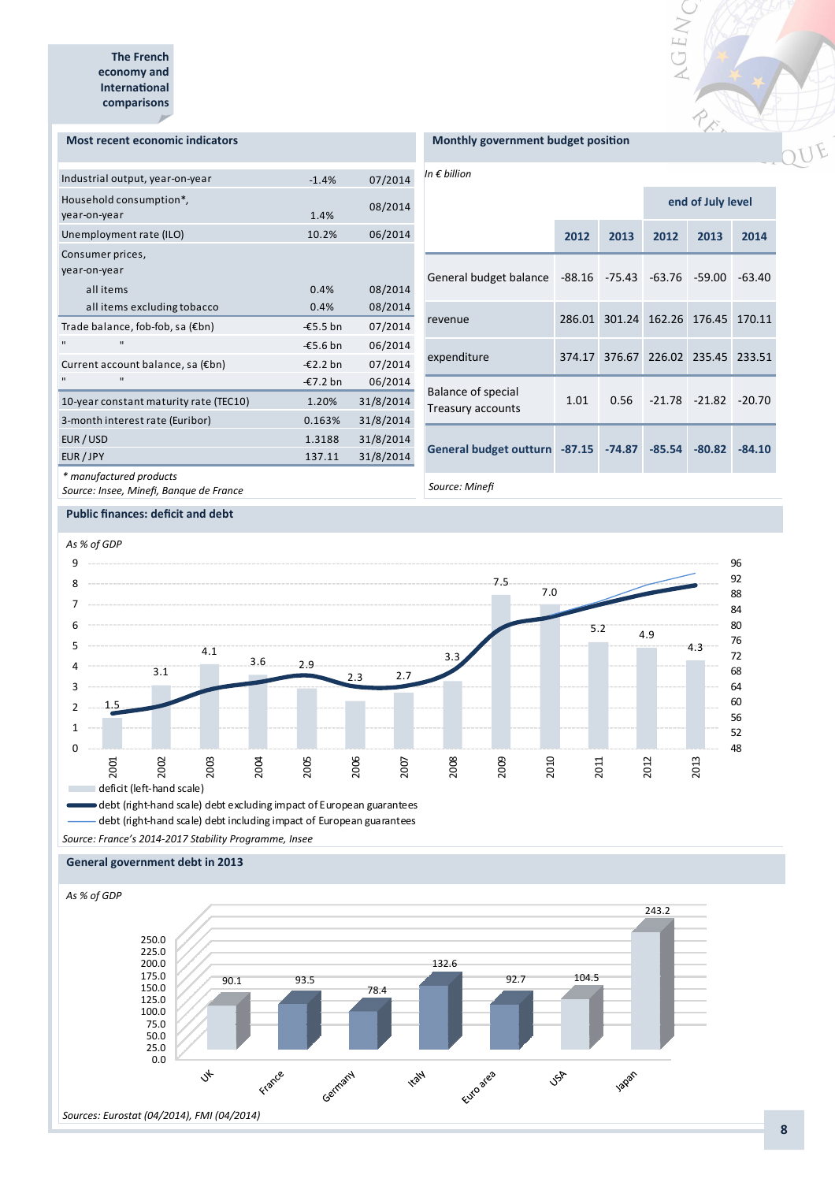## The French economy and International comparisons

### Most recent economic indicators

| Indicator | Value | Date |
|---|---|---|
| Industrial output, year-on-year | -1.4% | 07/2014 |
| Household consumption*, year-on-year | 1.4% | 08/2014 |
| Unemployment rate (ILO) | 10.2% | 06/2014 |
| Consumer prices, year-on-year | | |
| all items | 0.4% | 08/2014 |
| all items excluding tobacco | 0.4% | 08/2014 |
| Trade balance, fob-fob, sa (€bn) | -€5.5 bn | 07/2014 |
| " " | -€5.6 bn | 06/2014 |
| Current account balance, sa (€bn) | -€2.2 bn | 07/2014 |
| " " | -€7.2 bn | 06/2014 |
| 10-year constant maturity rate (TEC10) | 1.20% | 31/8/2014 |
| 3-month interest rate (Euribor) | 0.163% | 31/8/2014 |
| EUR / USD | 1.3188 | 31/8/2014 |
| EUR / JPY | 137.11 | 31/8/2014 |

*\* manufactured products*
*Source: Insee, Minefi, Banque de France*

### Monthly government budget position

*In € billion*

| | 2012 | 2013 | end of July level 2012 | end of July level 2013 | end of July level 2014 |
|---|---|---|---|---|---|
| General budget balance | -88.16 | -75.43 | -63.76 | -59.00 | -63.40 |
| revenue | 286.01 | 301.24 | 162.26 | 176.45 | 170.11 |
| expenditure | 374.17 | 376.67 | 226.02 | 235.45 | 233.51 |
| Balance of special Treasury accounts | 1.01 | 0.56 | -21.78 | -21.82 | -20.70 |
| **General budget outturn** | **-87.15** | **-74.87** | **-85.54** | **-80.82** | **-84.10** |

*Source: Minefi*

### Public finances: deficit and debt

*As % of GDP*

| Year | 2001 | 2002 | 2003 | 2004 | 2005 | 2006 | 2007 | 2008 | 2009 | 2010 | 2011 | 2012 | 2013 |
|---|---|---|---|---|---|---|---|---|---|---|---|---|---|
| Deficit (left-hand scale) | 1.5 | 3.1 | 4.1 | 3.6 | 2.9 | 2.3 | 2.7 | 3.3 | 7.5 | 7.0 | 5.2 | 4.9 | 4.3 |

- deficit (left-hand scale)
- debt (right-hand scale) debt excluding impact of European guarantees
- debt (right-hand scale) debt including impact of European guarantees

*Source: France's 2014-2017 Stability Programme, Insee*

### General government debt in 2013

*As % of GDP*

| UK | France | Germany | Italy | Euro area | USA | Japan |
|---|---|---|---|---|---|---|
| 90.1 | 93.5 | 78.4 | 132.6 | 92.7 | 104.5 | 243.2 |

*Sources: Eurostat (04/2014), FMI (04/2014)*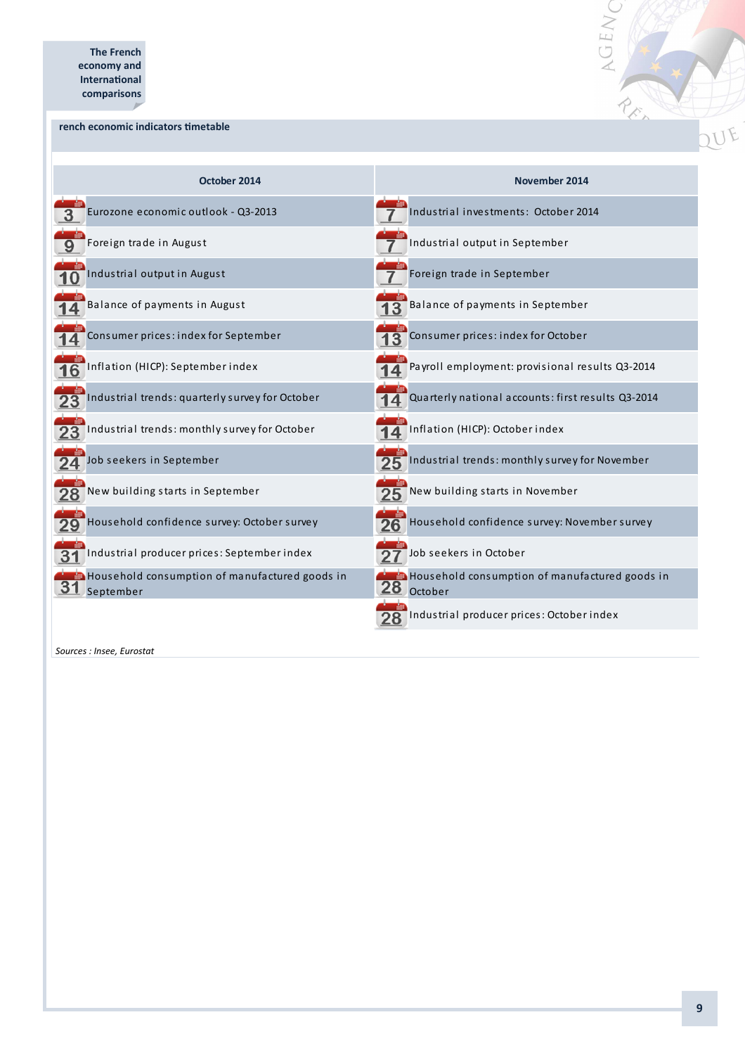The French economy and International comparisons

## rench economic indicators timetable

| October 2014 | | November 2014 | |
|---|---|---|---|
| 3 | Eurozone economic outlook - Q3-2013 | 7 | Industrial investments: October 2014 |
| 9 | Foreign trade in August | 7 | Industrial output in September |
| 10 | Industrial output in August | 7 | Foreign trade in September |
| 14 | Balance of payments in August | 13 | Balance of payments in September |
| 14 | Consumer prices: index for September | 13 | Consumer prices: index for October |
| 16 | Inflation (HICP): September index | 14 | Payroll employment: provisional results Q3-2014 |
| 23 | Industrial trends: quarterly survey for October | 14 | Quarterly national accounts: first results Q3-2014 |
| 23 | Industrial trends: monthly survey for October | 14 | Inflation (HICP): October index |
| 24 | Job seekers in September | 25 | Industrial trends: monthly survey for November |
| 28 | New building starts in September | 25 | New building starts in November |
| 29 | Household confidence survey: October survey | 26 | Household confidence survey: November survey |
| 31 | Industrial producer prices: September index | 27 | Job seekers in October |
| 31 | Household consumption of manufactured goods in September | 28 | Household consumption of manufactured goods in October |
| | | 28 | Industrial producer prices: October index |

*Sources : Insee, Eurostat*